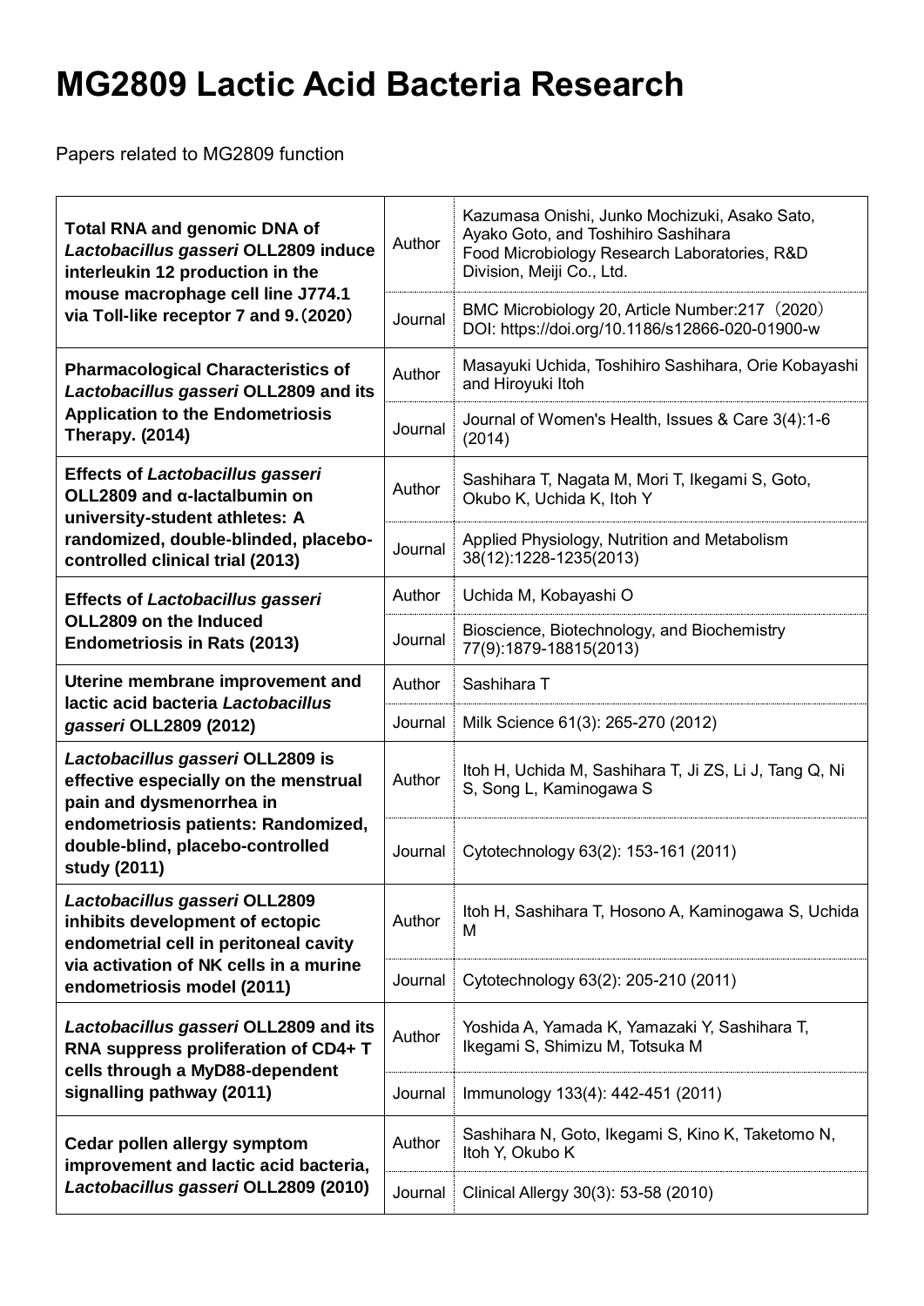# MG2809 Lactic Acid Bacteria Research

Papers related to MG2809 function

| Title | | |
|---|---|---|
| **Total RNA and genomic DNA of *Lactobacillus gasseri* OLL2809 induce interleukin 12 production in the mouse macrophage cell line J774.1 via Toll-like receptor 7 and 9.（2020）** | Author | Kazumasa Onishi, Junko Mochizuki, Asako Sato, Ayako Goto, and Toshihiro Sashihara Food Microbiology Research Laboratories, R&D Division, Meiji Co., Ltd. |
| | Journal | BMC Microbiology 20, Article Number:217（2020） DOI: https://doi.org/10.1186/s12866-020-01900-w |
| **Pharmacological Characteristics of *Lactobacillus gasseri* OLL2809 and its Application to the Endometriosis Therapy. (2014)** | Author | Masayuki Uchida, Toshihiro Sashihara, Orie Kobayashi and Hiroyuki Itoh |
| | Journal | Journal of Women's Health, Issues & Care 3(4):1-6 (2014) |
| **Effects of *Lactobacillus gasseri* OLL2809 and α-lactalbumin on university-student athletes: A randomized, double-blinded, placebo-controlled clinical trial (2013)** | Author | Sashihara T, Nagata M, Mori T, Ikegami S, Goto, Okubo K, Uchida K, Itoh Y |
| | Journal | Applied Physiology, Nutrition and Metabolism 38(12):1228-1235(2013) |
| **Effects of *Lactobacillus gasseri* OLL2809 on the Induced Endometriosis in Rats (2013)** | Author | Uchida M, Kobayashi O |
| | Journal | Bioscience, Biotechnology, and Biochemistry 77(9):1879-18815(2013) |
| **Uterine membrane improvement and lactic acid bacteria *Lactobacillus gasseri* OLL2809 (2012)** | Author | Sashihara T |
| | Journal | Milk Science 61(3): 265-270 (2012) |
| ***Lactobacillus gasseri* OLL2809 is effective especially on the menstrual pain and dysmenorrhea in endometriosis patients: Randomized, double-blind, placebo-controlled study (2011)** | Author | Itoh H, Uchida M, Sashihara T, Ji ZS, Li J, Tang Q, Ni S, Song L, Kaminogawa S |
| | Journal | Cytotechnology 63(2): 153-161 (2011) |
| ***Lactobacillus gasseri* OLL2809 inhibits development of ectopic endometrial cell in peritoneal cavity via activation of NK cells in a murine endometriosis model (2011)** | Author | Itoh H, Sashihara T, Hosono A, Kaminogawa S, Uchida M |
| | Journal | Cytotechnology 63(2): 205-210 (2011) |
| ***Lactobacillus gasseri* OLL2809 and its RNA suppress proliferation of CD4+ T cells through a MyD88-dependent signalling pathway (2011)** | Author | Yoshida A, Yamada K, Yamazaki Y, Sashihara T, Ikegami S, Shimizu M, Totsuka M |
| | Journal | Immunology 133(4): 442-451 (2011) |
| **Cedar pollen allergy symptom improvement and lactic acid bacteria, *Lactobacillus gasseri* OLL2809 (2010)** | Author | Sashihara N, Goto, Ikegami S, Kino K, Taketomo N, Itoh Y, Okubo K |
| | Journal | Clinical Allergy 30(3): 53-58 (2010) |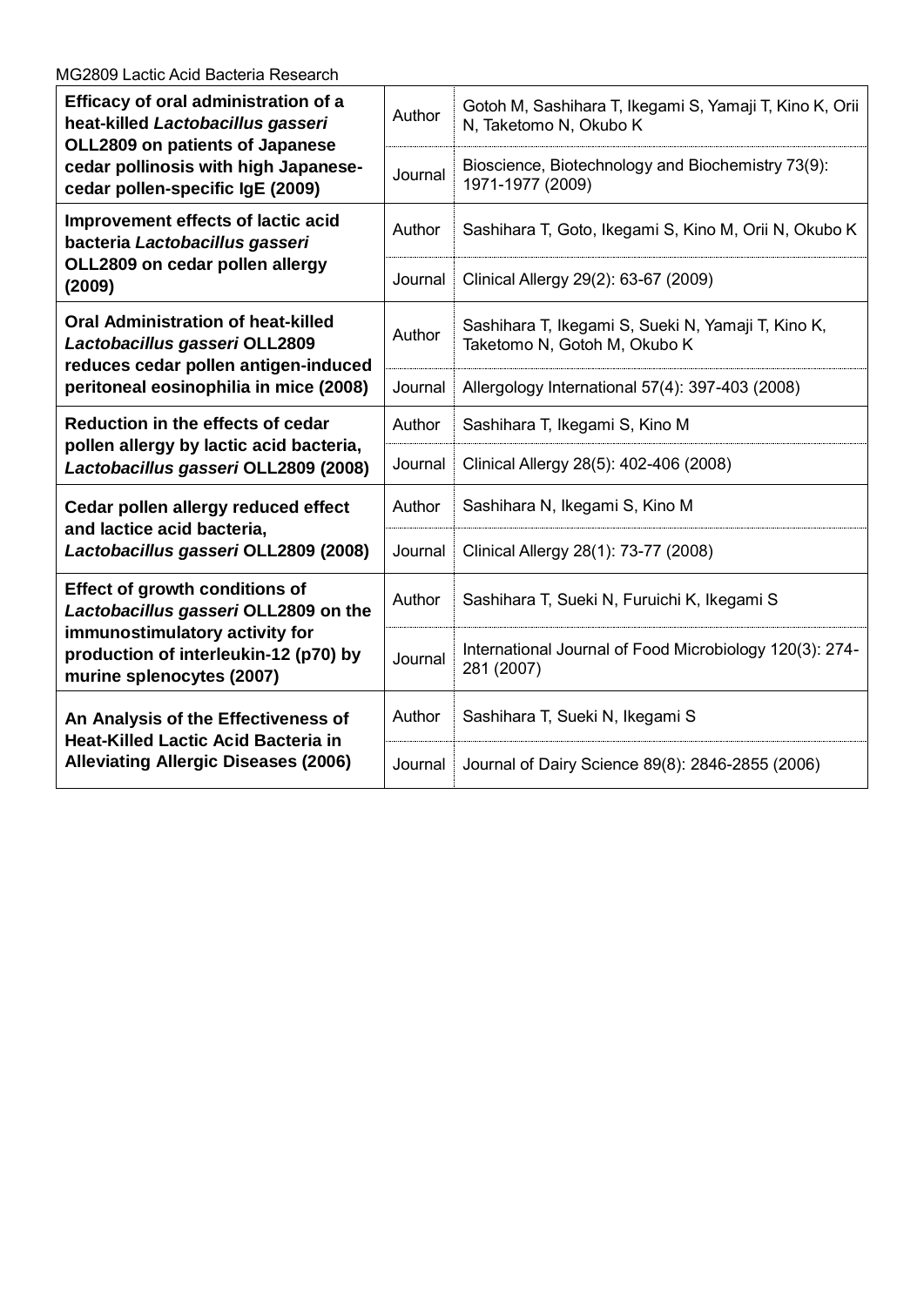MG2809 Lactic Acid Bacteria Research

| | | |
|---|---|---|
| **Efficacy of oral administration of a heat-killed *Lactobacillus gasseri* OLL2809 on patients of Japanese cedar pollinosis with high Japanese-cedar pollen-specific IgE (2009)** | Author | Gotoh M, Sashihara T, Ikegami S, Yamaji T, Kino K, Orii N, Taketomo N, Okubo K |
| | Journal | Bioscience, Biotechnology and Biochemistry 73(9): 1971-1977 (2009) |
| **Improvement effects of lactic acid bacteria *Lactobacillus gasseri* OLL2809 on cedar pollen allergy (2009)** | Author | Sashihara T, Goto, Ikegami S, Kino M, Orii N, Okubo K |
| | Journal | Clinical Allergy 29(2): 63-67 (2009) |
| **Oral Administration of heat-killed *Lactobacillus gasseri* OLL2809 reduces cedar pollen antigen-induced peritoneal eosinophilia in mice (2008)** | Author | Sashihara T, Ikegami S, Sueki N, Yamaji T, Kino K, Taketomo N, Gotoh M, Okubo K |
| | Journal | Allergology International 57(4): 397-403 (2008) |
| **Reduction in the effects of cedar pollen allergy by lactic acid bacteria, *Lactobacillus gasseri* OLL2809 (2008)** | Author | Sashihara T, Ikegami S, Kino M |
| | Journal | Clinical Allergy 28(5): 402-406 (2008) |
| **Cedar pollen allergy reduced effect and lactice acid bacteria, *Lactobacillus gasseri* OLL2809 (2008)** | Author | Sashihara N, Ikegami S, Kino M |
| | Journal | Clinical Allergy 28(1): 73-77 (2008) |
| **Effect of growth conditions of *Lactobacillus gasseri* OLL2809 on the immunostimulatory activity for production of interleukin-12 (p70) by murine splenocytes (2007)** | Author | Sashihara T, Sueki N, Furuichi K, Ikegami S |
| | Journal | International Journal of Food Microbiology 120(3): 274-281 (2007) |
| **An Analysis of the Effectiveness of Heat-Killed Lactic Acid Bacteria in Alleviating Allergic Diseases (2006)** | Author | Sashihara T, Sueki N, Ikegami S |
| | Journal | Journal of Dairy Science 89(8): 2846-2855 (2006) |